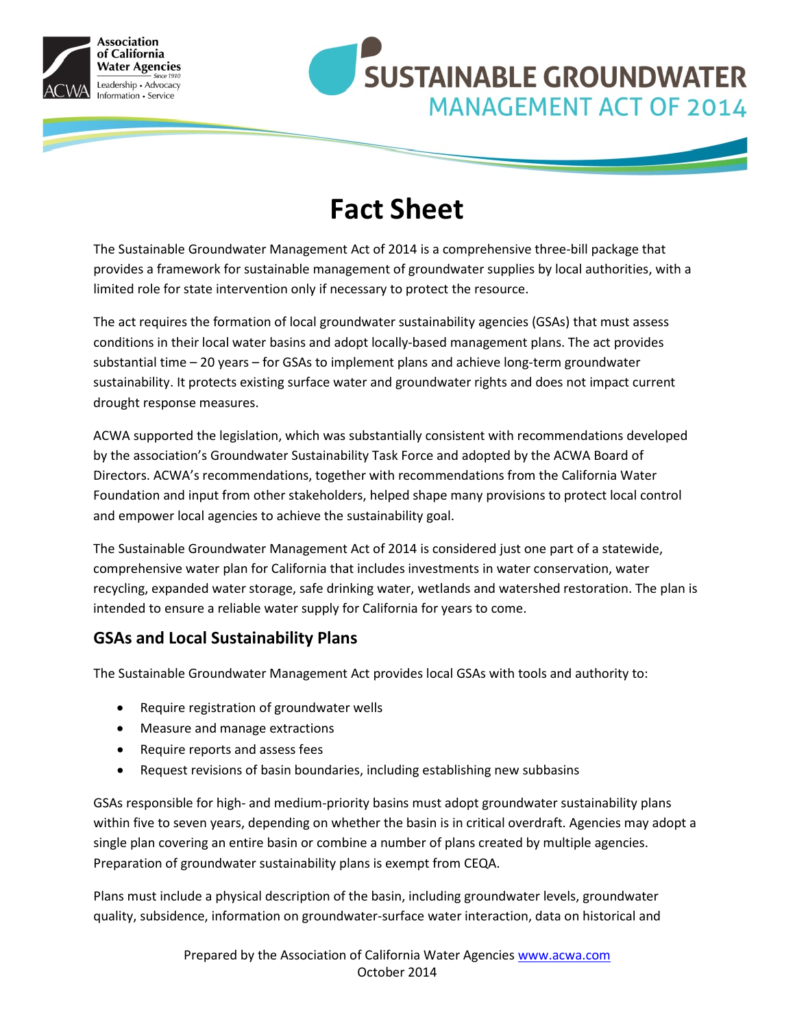# Sustainable Groundwater Management Act of 2014

## Fact Sheet

The Sustainable Groundwater Management Act of 2014 is a comprehensive three-bill package that provides a framework for sustainable management of groundwater supplies by local authorities, with a limited role for state intervention only if necessary to protect the resource.

The act requires the formation of local groundwater sustainability agencies (GSAs) that must assess conditions in their local water basins and adopt locally-based management plans. The act provides substantial time – 20 years – for GSAs to implement plans and achieve long-term groundwater sustainability. It protects existing surface water and groundwater rights and does not impact current drought response measures.

ACWA supported the legislation, which was substantially consistent with recommendations developed by the association's Groundwater Sustainability Task Force and adopted by the ACWA Board of Directors. ACWA's recommendations, together with recommendations from the California Water Foundation and input from other stakeholders, helped shape many provisions to protect local control and empower local agencies to achieve the sustainability goal.

The Sustainable Groundwater Management Act of 2014 is considered just one part of a statewide, comprehensive water plan for California that includes investments in water conservation, water recycling, expanded water storage, safe drinking water, wetlands and watershed restoration. The plan is intended to ensure a reliable water supply for California for years to come.

### GSAs and Local Sustainability Plans

The Sustainable Groundwater Management Act provides local GSAs with tools and authority to:

- Require registration of groundwater wells
- Measure and manage extractions
- Require reports and assess fees
- Request revisions of basin boundaries, including establishing new subbasins

GSAs responsible for high- and medium-priority basins must adopt groundwater sustainability plans within five to seven years, depending on whether the basin is in critical overdraft. Agencies may adopt a single plan covering an entire basin or combine a number of plans created by multiple agencies. Preparation of groundwater sustainability plans is exempt from CEQA.

Plans must include a physical description of the basin, including groundwater levels, groundwater quality, subsidence, information on groundwater-surface water interaction, data on historical and

Prepared by the Association of California Water Agencies www.acwa.com
October 2014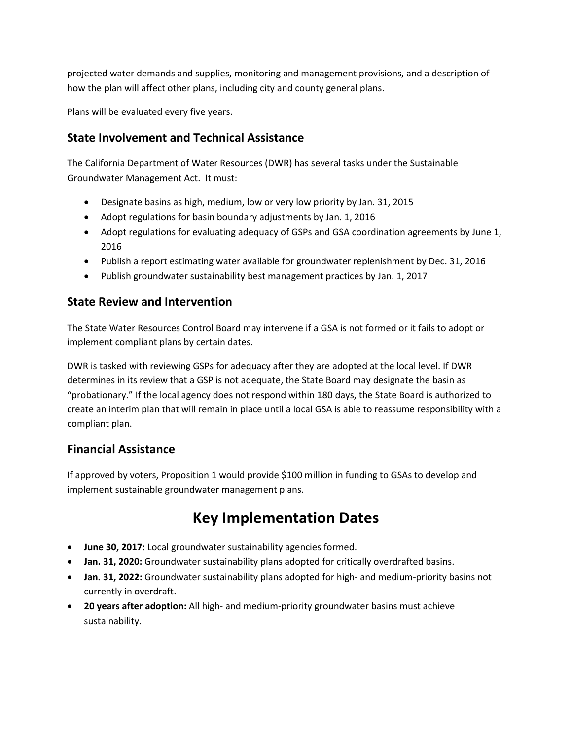projected water demands and supplies, monitoring and management provisions, and a description of how the plan will affect other plans, including city and county general plans.

Plans will be evaluated every five years.

## State Involvement and Technical Assistance

The California Department of Water Resources (DWR) has several tasks under the Sustainable Groundwater Management Act. It must:

- Designate basins as high, medium, low or very low priority by Jan. 31, 2015
- Adopt regulations for basin boundary adjustments by Jan. 1, 2016
- Adopt regulations for evaluating adequacy of GSPs and GSA coordination agreements by June 1, 2016
- Publish a report estimating water available for groundwater replenishment by Dec. 31, 2016
- Publish groundwater sustainability best management practices by Jan. 1, 2017

## State Review and Intervention

The State Water Resources Control Board may intervene if a GSA is not formed or it fails to adopt or implement compliant plans by certain dates.

DWR is tasked with reviewing GSPs for adequacy after they are adopted at the local level. If DWR determines in its review that a GSP is not adequate, the State Board may designate the basin as "probationary." If the local agency does not respond within 180 days, the State Board is authorized to create an interim plan that will remain in place until a local GSA is able to reassume responsibility with a compliant plan.

## Financial Assistance

If approved by voters, Proposition 1 would provide $100 million in funding to GSAs to develop and implement sustainable groundwater management plans.

# Key Implementation Dates

- **June 30, 2017:** Local groundwater sustainability agencies formed.
- **Jan. 31, 2020:** Groundwater sustainability plans adopted for critically overdrafted basins.
- **Jan. 31, 2022:** Groundwater sustainability plans adopted for high- and medium-priority basins not currently in overdraft.
- **20 years after adoption:** All high- and medium-priority groundwater basins must achieve sustainability.